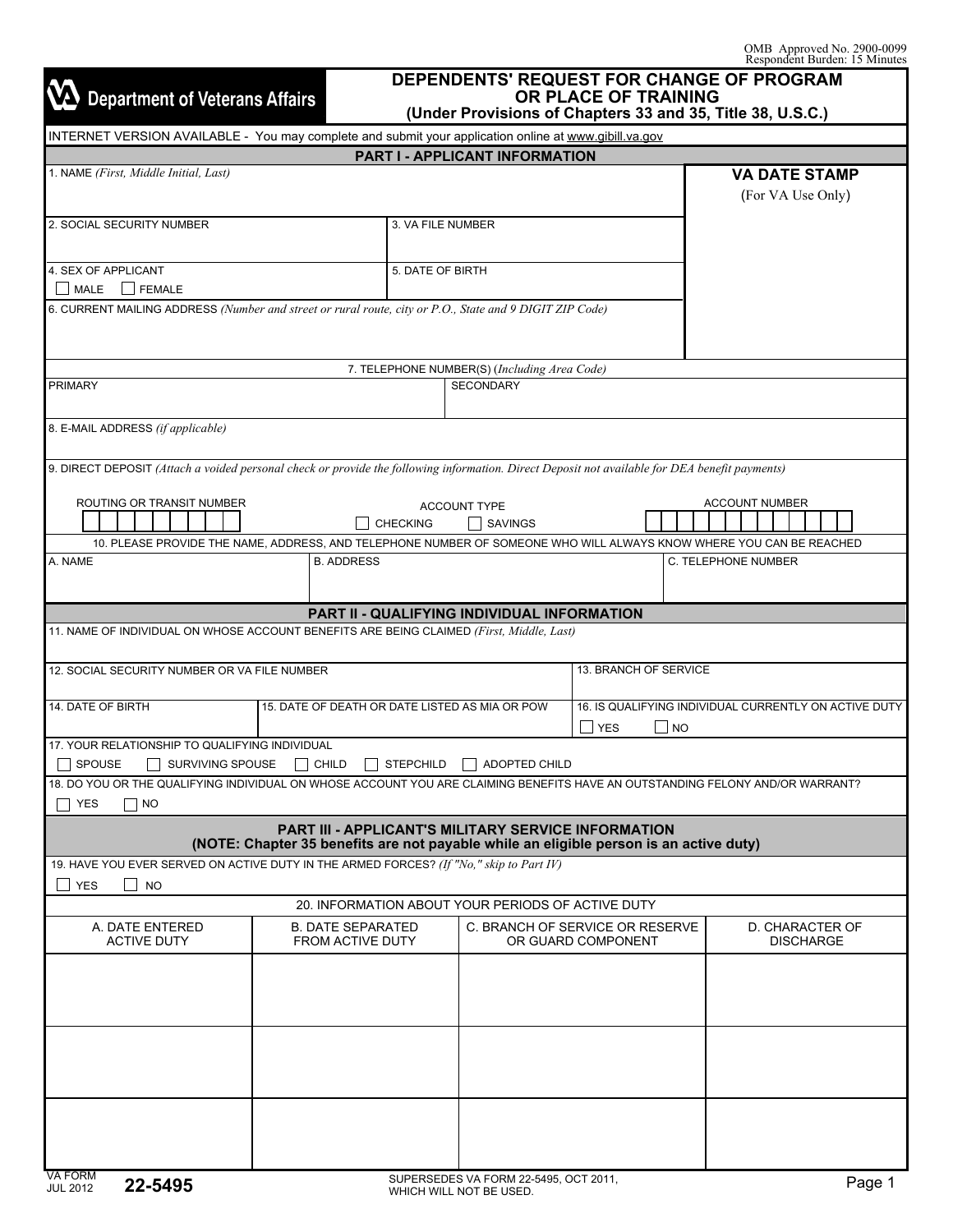OMB Approved No. 2900-0099
Respondent Burden: 15 Minutes

Department of Veterans Affairs

# DEPENDENTS' REQUEST FOR CHANGE OF PROGRAM OR PLACE OF TRAINING
**(Under Provisions of Chapters 33 and 35, Title 38, U.S.C.)**

INTERNET VERSION AVAILABLE - You may complete and submit your application online at www.gibill.va.gov

## PART I - APPLICANT INFORMATION

**VA DATE STAMP** (For VA Use Only)

1. NAME *(First, Middle Initial, Last)*

2. SOCIAL SECURITY NUMBER

3. VA FILE NUMBER

4. SEX OF APPLICANT
☐ MALE ☐ FEMALE

5. DATE OF BIRTH

6. CURRENT MAILING ADDRESS *(Number and street or rural route, city or P.O., State and 9 DIGIT ZIP Code)*

7. TELEPHONE NUMBER(S) *(Including Area Code)*

| PRIMARY | SECONDARY |
|---|---|
| | |

8. E-MAIL ADDRESS *(if applicable)*

9. DIRECT DEPOSIT *(Attach a voided personal check or provide the following information. Direct Deposit not available for DEA benefit payments)*

| ROUTING OR TRANSIT NUMBER | ACCOUNT TYPE | ACCOUNT NUMBER |
|---|---|---|
| | ☐ CHECKING ☐ SAVINGS | |

10. PLEASE PROVIDE THE NAME, ADDRESS, AND TELEPHONE NUMBER OF SOMEONE WHO WILL ALWAYS KNOW WHERE YOU CAN BE REACHED

| A. NAME | B. ADDRESS | C. TELEPHONE NUMBER |
|---|---|---|
| | | |

## PART II - QUALIFYING INDIVIDUAL INFORMATION

11. NAME OF INDIVIDUAL ON WHOSE ACCOUNT BENEFITS ARE BEING CLAIMED *(First, Middle, Last)*

12. SOCIAL SECURITY NUMBER OR VA FILE NUMBER

13. BRANCH OF SERVICE

14. DATE OF BIRTH

15. DATE OF DEATH OR DATE LISTED AS MIA OR POW

16. IS QUALIFYING INDIVIDUAL CURRENTLY ON ACTIVE DUTY
☐ YES ☐ NO

17. YOUR RELATIONSHIP TO QUALIFYING INDIVIDUAL
☐ SPOUSE ☐ SURVIVING SPOUSE ☐ CHILD ☐ STEPCHILD ☐ ADOPTED CHILD

18. DO YOU OR THE QUALIFYING INDIVIDUAL ON WHOSE ACCOUNT YOU ARE CLAIMING BENEFITS HAVE AN OUTSTANDING FELONY AND/OR WARRANT?
☐ YES ☐ NO

## PART III - APPLICANT'S MILITARY SERVICE INFORMATION
**(NOTE: Chapter 35 benefits are not payable while an eligible person is an active duty)**

19. HAVE YOU EVER SERVED ON ACTIVE DUTY IN THE ARMED FORCES? *(If "No," skip to Part IV)*
☐ YES ☐ NO

20. INFORMATION ABOUT YOUR PERIODS OF ACTIVE DUTY

| A. DATE ENTERED ACTIVE DUTY | B. DATE SEPARATED FROM ACTIVE DUTY | C. BRANCH OF SERVICE OR RESERVE OR GUARD COMPONENT | D. CHARACTER OF DISCHARGE |
|---|---|---|---|
| | | | |
| | | | |
| | | | |

VA FORM JUL 2012 **22-5495**

SUPERSEDES VA FORM 22-5495, OCT 2011, WHICH WILL NOT BE USED.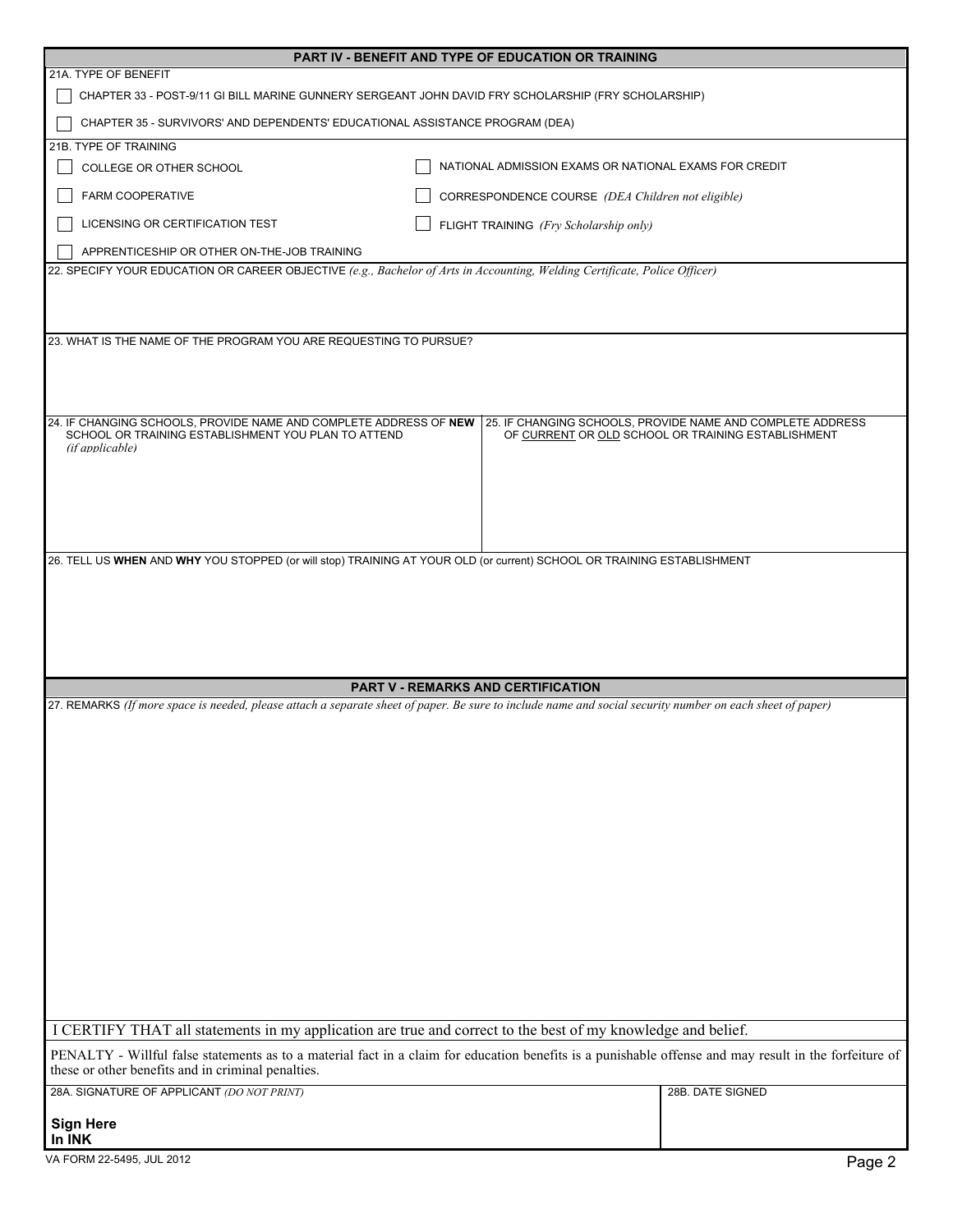## PART IV - BENEFIT AND TYPE OF EDUCATION OR TRAINING

21A. TYPE OF BENEFIT

- ☐ CHAPTER 33 - POST-9/11 GI BILL MARINE GUNNERY SERGEANT JOHN DAVID FRY SCHOLARSHIP (FRY SCHOLARSHIP)
- ☐ CHAPTER 35 - SURVIVORS' AND DEPENDENTS' EDUCATIONAL ASSISTANCE PROGRAM (DEA)

21B. TYPE OF TRAINING

- ☐ COLLEGE OR OTHER SCHOOL
- ☐ FARM COOPERATIVE
- ☐ LICENSING OR CERTIFICATION TEST
- ☐ APPRENTICESHIP OR OTHER ON-THE-JOB TRAINING
- ☐ NATIONAL ADMISSION EXAMS OR NATIONAL EXAMS FOR CREDIT
- ☐ CORRESPONDENCE COURSE *(DEA Children not eligible)*
- ☐ FLIGHT TRAINING *(Fry Scholarship only)*

22. SPECIFY YOUR EDUCATION OR CAREER OBJECTIVE *(e.g., Bachelor of Arts in Accounting, Welding Certificate, Police Officer)*

23. WHAT IS THE NAME OF THE PROGRAM YOU ARE REQUESTING TO PURSUE?

24. IF CHANGING SCHOOLS, PROVIDE NAME AND COMPLETE ADDRESS OF **NEW** SCHOOL OR TRAINING ESTABLISHMENT YOU PLAN TO ATTEND *(if applicable)*

25. IF CHANGING SCHOOLS, PROVIDE NAME AND COMPLETE ADDRESS OF CURRENT OR OLD SCHOOL OR TRAINING ESTABLISHMENT

26. TELL US **WHEN** AND **WHY** YOU STOPPED (or will stop) TRAINING AT YOUR OLD (or current) SCHOOL OR TRAINING ESTABLISHMENT

## PART V - REMARKS AND CERTIFICATION

27. REMARKS *(If more space is needed, please attach a separate sheet of paper. Be sure to include name and social security number on each sheet of paper)*

I CERTIFY THAT all statements in my application are true and correct to the best of my knowledge and belief.

PENALTY - Willful false statements as to a material fact in a claim for education benefits is a punishable offense and may result in the forfeiture of these or other benefits and in criminal penalties.

| 28A. SIGNATURE OF APPLICANT *(DO NOT PRINT)* | 28B. DATE SIGNED |
|---|---|
| **Sign Here In INK** | |

VA FORM 22-5495, JUL 2012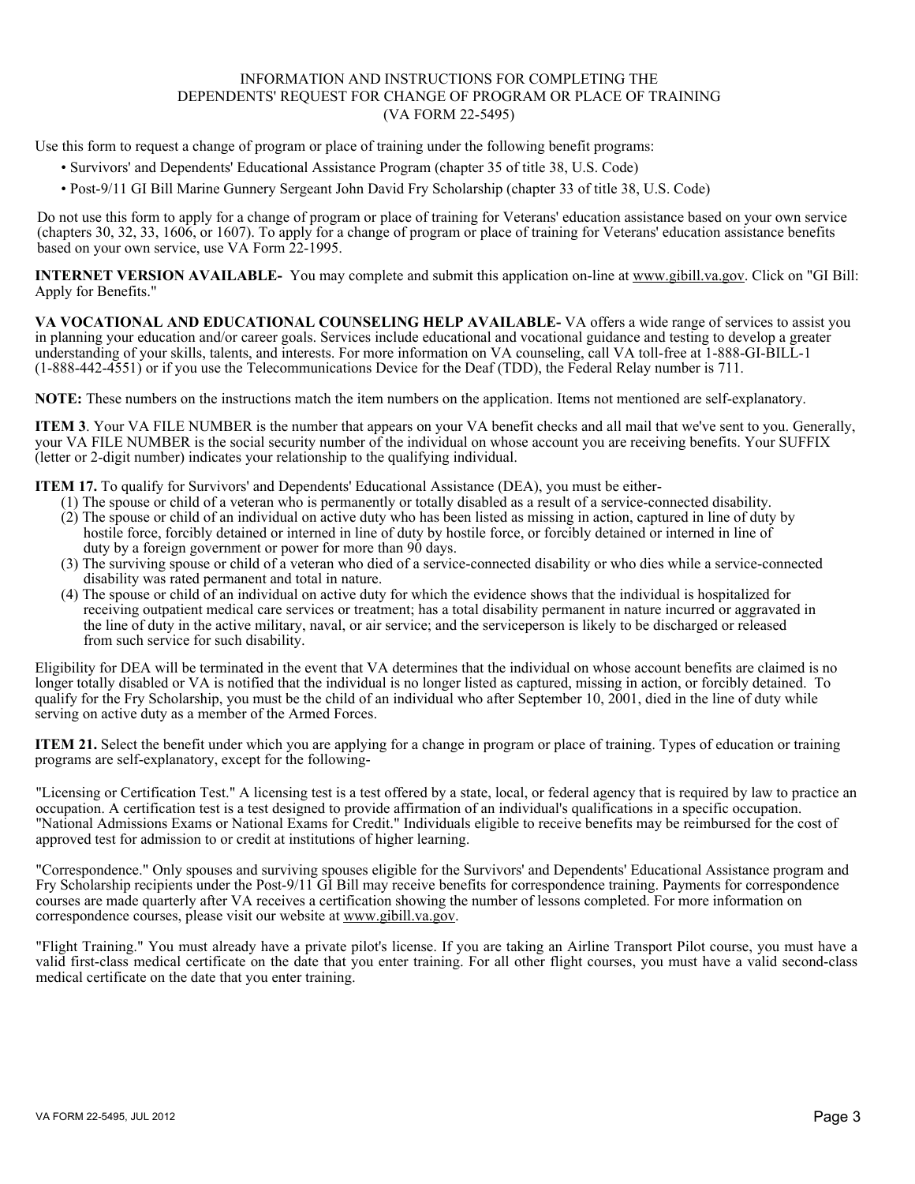# INFORMATION AND INSTRUCTIONS FOR COMPLETING THE DEPENDENTS' REQUEST FOR CHANGE OF PROGRAM OR PLACE OF TRAINING (VA FORM 22-5495)

Use this form to request a change of program or place of training under the following benefit programs:

- Survivors' and Dependents' Educational Assistance Program (chapter 35 of title 38, U.S. Code)
- Post-9/11 GI Bill Marine Gunnery Sergeant John David Fry Scholarship (chapter 33 of title 38, U.S. Code)

Do not use this form to apply for a change of program or place of training for Veterans' education assistance based on your own service (chapters 30, 32, 33, 1606, or 1607). To apply for a change of program or place of training for Veterans' education assistance benefits based on your own service, use VA Form 22-1995.

**INTERNET VERSION AVAILABLE-** You may complete and submit this application on-line at www.gibill.va.gov. Click on "GI Bill: Apply for Benefits."

**VA VOCATIONAL AND EDUCATIONAL COUNSELING HELP AVAILABLE-** VA offers a wide range of services to assist you in planning your education and/or career goals. Services include educational and vocational guidance and testing to develop a greater understanding of your skills, talents, and interests. For more information on VA counseling, call VA toll-free at 1-888-GI-BILL-1 (1-888-442-4551) or if you use the Telecommunications Device for the Deaf (TDD), the Federal Relay number is 711.

**NOTE:** These numbers on the instructions match the item numbers on the application. Items not mentioned are self-explanatory.

**ITEM 3**. Your VA FILE NUMBER is the number that appears on your VA benefit checks and all mail that we've sent to you. Generally, your VA FILE NUMBER is the social security number of the individual on whose account you are receiving benefits. Your SUFFIX (letter or 2-digit number) indicates your relationship to the qualifying individual.

**ITEM 17.** To qualify for Survivors' and Dependents' Educational Assistance (DEA), you must be either-

(1) The spouse or child of a veteran who is permanently or totally disabled as a result of a service-connected disability.
(2) The spouse or child of an individual on active duty who has been listed as missing in action, captured in line of duty by hostile force, forcibly detained or interned in line of duty by hostile force, or forcibly detained or interned in line of duty by a foreign government or power for more than 90 days.
(3) The surviving spouse or child of a veteran who died of a service-connected disability or who dies while a service-connected disability was rated permanent and total in nature.
(4) The spouse or child of an individual on active duty for which the evidence shows that the individual is hospitalized for receiving outpatient medical care services or treatment; has a total disability permanent in nature incurred or aggravated in the line of duty in the active military, naval, or air service; and the serviceperson is likely to be discharged or released from such service for such disability.

Eligibility for DEA will be terminated in the event that VA determines that the individual on whose account benefits are claimed is no longer totally disabled or VA is notified that the individual is no longer listed as captured, missing in action, or forcibly detained. To qualify for the Fry Scholarship, you must be the child of an individual who after September 10, 2001, died in the line of duty while serving on active duty as a member of the Armed Forces.

**ITEM 21.** Select the benefit under which you are applying for a change in program or place of training. Types of education or training programs are self-explanatory, except for the following-

"Licensing or Certification Test." A licensing test is a test offered by a state, local, or federal agency that is required by law to practice an occupation. A certification test is a test designed to provide affirmation of an individual's qualifications in a specific occupation. "National Admissions Exams or National Exams for Credit." Individuals eligible to receive benefits may be reimbursed for the cost of approved test for admission to or credit at institutions of higher learning.

"Correspondence." Only spouses and surviving spouses eligible for the Survivors' and Dependents' Educational Assistance program and Fry Scholarship recipients under the Post-9/11 GI Bill may receive benefits for correspondence training. Payments for correspondence courses are made quarterly after VA receives a certification showing the number of lessons completed. For more information on correspondence courses, please visit our website at www.gibill.va.gov.

"Flight Training." You must already have a private pilot's license. If you are taking an Airline Transport Pilot course, you must have a valid first-class medical certificate on the date that you enter training. For all other flight courses, you must have a valid second-class medical certificate on the date that you enter training.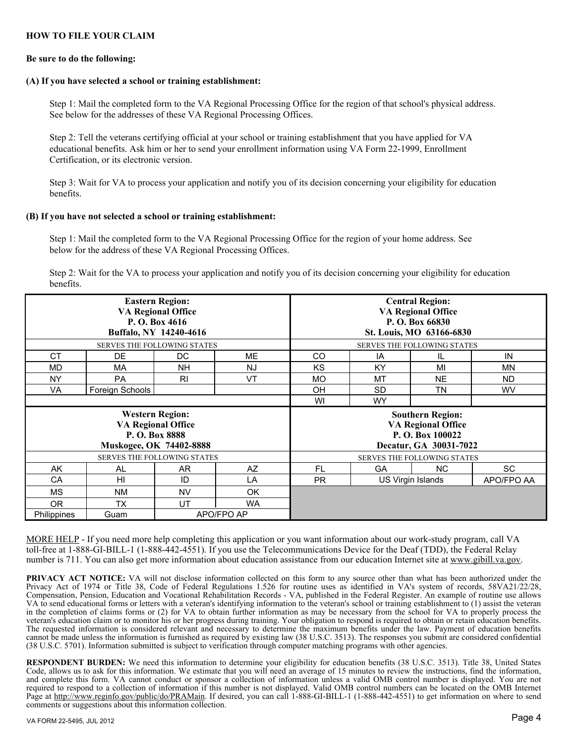**HOW TO FILE YOUR CLAIM**

**Be sure to do the following:**

**(A) If you have selected a school or training establishment:**

Step 1: Mail the completed form to the VA Regional Processing Office for the region of that school's physical address. See below for the addresses of these VA Regional Processing Offices.

Step 2: Tell the veterans certifying official at your school or training establishment that you have applied for VA educational benefits. Ask him or her to send your enrollment information using VA Form 22-1999, Enrollment Certification, or its electronic version.

Step 3: Wait for VA to process your application and notify you of its decision concerning your eligibility for education benefits.

**(B) If you have not selected a school or training establishment:**

Step 1: Mail the completed form to the VA Regional Processing Office for the region of your home address. See below for the address of these VA Regional Processing Offices.

Step 2: Wait for the VA to process your application and notify you of its decision concerning your eligibility for education benefits.

| **Eastern Region: VA Regional Office P. O. Box 4616 Buffalo, NY 14240-4616** | | | | **Central Region: VA Regional Office P. O. Box 66830 St. Louis, MO 63166-6830** | | | |
|---|---|---|---|---|---|---|---|
| SERVES THE FOLLOWING STATES | | | | SERVES THE FOLLOWING STATES | | | |
| CT | DE | DC | ME | CO | IA | IL | IN |
| MD | MA | NH | NJ | KS | KY | MI | MN |
| NY | PA | RI | VT | MO | MT | NE | ND |
| VA | Foreign Schools | | | OH | SD | TN | WV |
| | | | | WI | WY | | |
| **Western Region: VA Regional Office P. O. Box 8888 Muskogee, OK 74402-8888** | | | | **Southern Region: VA Regional Office P. O. Box 100022 Decatur, GA 30031-7022** | | | |
| SERVES THE FOLLOWING STATES | | | | SERVES THE FOLLOWING STATES | | | |
| AK | AL | AR | AZ | FL | GA | NC | SC |
| CA | HI | ID | LA | PR | US Virgin Islands | | APO/FPO AA |
| MS | NM | NV | OK | | | | |
| OR | TX | UT | WA | | | | |
| Philippines | Guam | APO/FPO AP | | | | | |

MORE HELP - If you need more help completing this application or you want information about our work-study program, call VA toll-free at 1-888-GI-BILL-1 (1-888-442-4551). If you use the Telecommunications Device for the Deaf (TDD), the Federal Relay number is 711. You can also get more information about education assistance from our education Internet site at www.gibill.va.gov.

**PRIVACY ACT NOTICE:** VA will not disclose information collected on this form to any source other than what has been authorized under the Privacy Act of 1974 or Title 38, Code of Federal Regulations 1.526 for routine uses as identified in VA's system of records, 58VA21/22/28, Compensation, Pension, Education and Vocational Rehabilitation Records - VA, published in the Federal Register. An example of routine use allows VA to send educational forms or letters with a veteran's identifying information to the veteran's school or training establishment to (1) assist the veteran in the completion of claims forms or (2) for VA to obtain further information as may be necessary from the school for VA to properly process the veteran's education claim or to monitor his or her progress during training. Your obligation to respond is required to obtain or retain education benefits. The requested information is considered relevant and necessary to determine the maximum benefits under the law. Payment of education benefits cannot be made unless the information is furnished as required by existing law (38 U.S.C. 3513). The responses you submit are considered confidential (38 U.S.C. 5701). Information submitted is subject to verification through computer matching programs with other agencies.

**RESPONDENT BURDEN:** We need this information to determine your eligibility for education benefits (38 U.S.C. 3513). Title 38, United States Code, allows us to ask for this information. We estimate that you will need an average of 15 minutes to review the instructions, find the information, and complete this form. VA cannot conduct or sponsor a collection of information unless a valid OMB control number is displayed. You are not required to respond to a collection of information if this number is not displayed. Valid OMB control numbers can be located on the OMB Internet Page at http://www.reginfo.gov/public/do/PRAMain. If desired, you can call 1-888-GI-BILL-1 (1-888-442-4551) to get information on where to send comments or suggestions about this information collection.

VA FORM 22-5495, JUL 2012